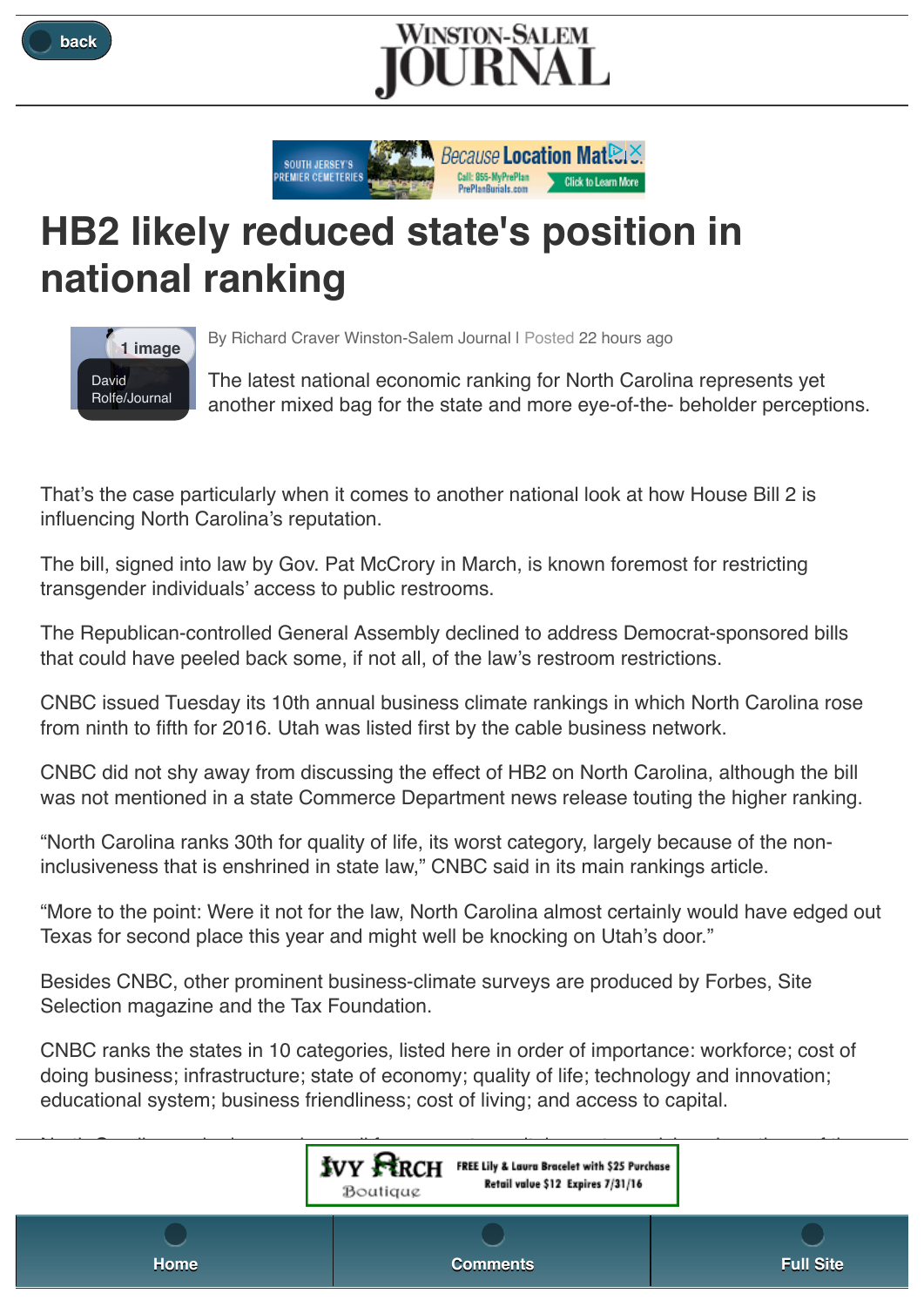# HB2 likely reduced state's position in national ranking

David Rolfe/Journal

By Richard Craver Winston-Salem Journal | Posted 22 hours ago

The latest national economic ranking for North Carolina represents yet another mixed bag for the state and more eye-of-the- beholder perceptions.

That's the case particularly when it comes to another national look at how House Bill 2 is influencing North Carolina's reputation.

The bill, signed into law by Gov. Pat McCrory in March, is known foremost for restricting transgender individuals' access to public restrooms.

The Republican-controlled General Assembly declined to address Democrat-sponsored bills that could have peeled back some, if not all, of the law's restroom restrictions.

CNBC issued Tuesday its 10th annual business climate rankings in which North Carolina rose from ninth to fifth for 2016. Utah was listed first by the cable business network.

CNBC did not shy away from discussing the effect of HB2 on North Carolina, although the bill was not mentioned in a state Commerce Department news release touting the higher ranking.

"North Carolina ranks 30th for quality of life, its worst category, largely because of the non-inclusiveness that is enshrined in state law," CNBC said in its main rankings article.

"More to the point: Were it not for the law, North Carolina almost certainly would have edged out Texas for second place this year and might well be knocking on Utah's door."

Besides CNBC, other prominent business-climate surveys are produced by Forbes, Site Selection magazine and the Tax Foundation.

CNBC ranks the states in 10 categories, listed here in order of importance: workforce; cost of doing business; infrastructure; state of economy; quality of life; technology and innovation; educational system; business friendliness; cost of living; and access to capital.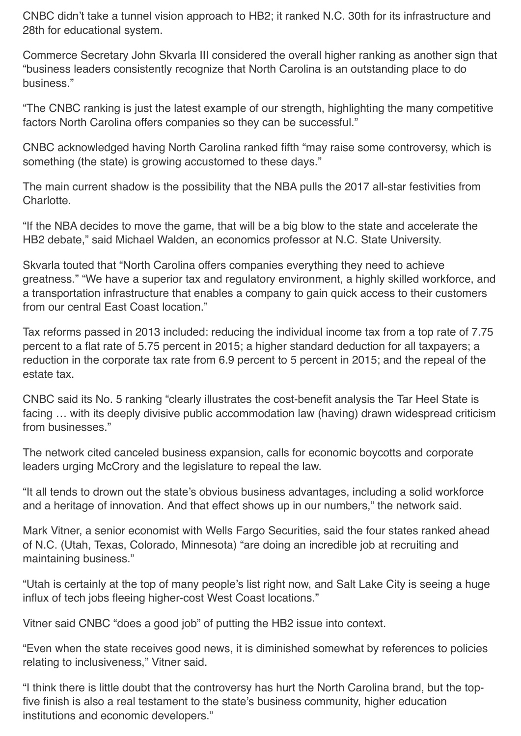CNBC didn't take a tunnel vision approach to HB2; it ranked N.C. 30th for its infrastructure and 28th for educational system.

Commerce Secretary John Skvarla III considered the overall higher ranking as another sign that "business leaders consistently recognize that North Carolina is an outstanding place to do business."

"The CNBC ranking is just the latest example of our strength, highlighting the many competitive factors North Carolina offers companies so they can be successful."

CNBC acknowledged having North Carolina ranked fifth "may raise some controversy, which is something (the state) is growing accustomed to these days."

The main current shadow is the possibility that the NBA pulls the 2017 all-star festivities from Charlotte.

"If the NBA decides to move the game, that will be a big blow to the state and accelerate the HB2 debate," said Michael Walden, an economics professor at N.C. State University.

Skvarla touted that "North Carolina offers companies everything they need to achieve greatness." "We have a superior tax and regulatory environment, a highly skilled workforce, and a transportation infrastructure that enables a company to gain quick access to their customers from our central East Coast location."

Tax reforms passed in 2013 included: reducing the individual income tax from a top rate of 7.75 percent to a flat rate of 5.75 percent in 2015; a higher standard deduction for all taxpayers; a reduction in the corporate tax rate from 6.9 percent to 5 percent in 2015; and the repeal of the estate tax.

CNBC said its No. 5 ranking "clearly illustrates the cost-benefit analysis the Tar Heel State is facing … with its deeply divisive public accommodation law (having) drawn widespread criticism from businesses."

The network cited canceled business expansion, calls for economic boycotts and corporate leaders urging McCrory and the legislature to repeal the law.

"It all tends to drown out the state's obvious business advantages, including a solid workforce and a heritage of innovation. And that effect shows up in our numbers," the network said.

Mark Vitner, a senior economist with Wells Fargo Securities, said the four states ranked ahead of N.C. (Utah, Texas, Colorado, Minnesota) "are doing an incredible job at recruiting and maintaining business."

"Utah is certainly at the top of many people's list right now, and Salt Lake City is seeing a huge influx of tech jobs fleeing higher-cost West Coast locations."

Vitner said CNBC "does a good job" of putting the HB2 issue into context.

"Even when the state receives good news, it is diminished somewhat by references to policies relating to inclusiveness," Vitner said.

"I think there is little doubt that the controversy has hurt the North Carolina brand, but the top-five finish is also a real testament to the state's business community, higher education institutions and economic developers."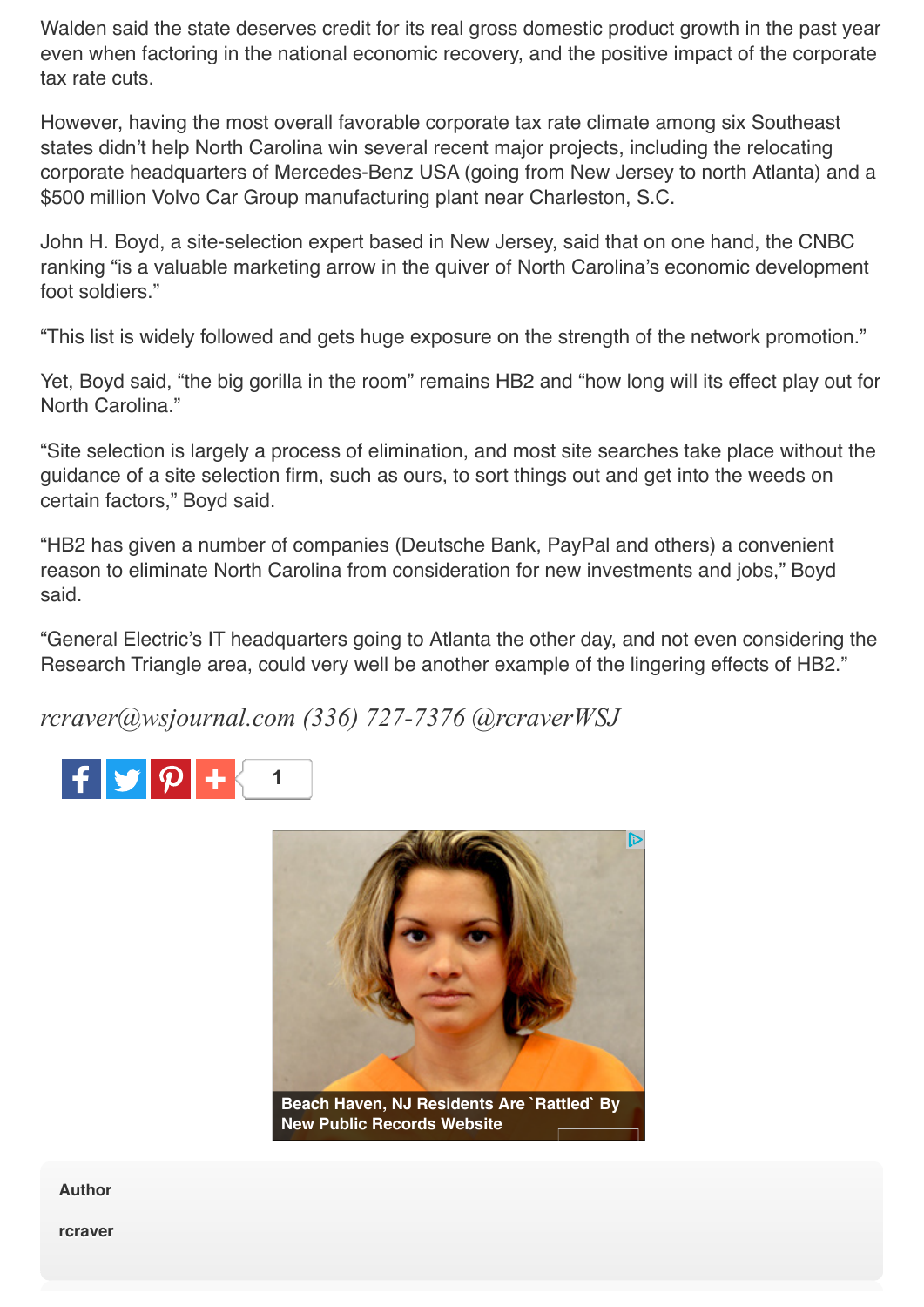Walden said the state deserves credit for its real gross domestic product growth in the past year even when factoring in the national economic recovery, and the positive impact of the corporate tax rate cuts.

However, having the most overall favorable corporate tax rate climate among six Southeast states didn't help North Carolina win several recent major projects, including the relocating corporate headquarters of Mercedes-Benz USA (going from New Jersey to north Atlanta) and a $500 million Volvo Car Group manufacturing plant near Charleston, S.C.

John H. Boyd, a site-selection expert based in New Jersey, said that on one hand, the CNBC ranking "is a valuable marketing arrow in the quiver of North Carolina's economic development foot soldiers."

"This list is widely followed and gets huge exposure on the strength of the network promotion."

Yet, Boyd said, "the big gorilla in the room" remains HB2 and "how long will its effect play out for North Carolina."

"Site selection is largely a process of elimination, and most site searches take place without the guidance of a site selection firm, such as ours, to sort things out and get into the weeds on certain factors," Boyd said.

"HB2 has given a number of companies (Deutsche Bank, PayPal and others) a convenient reason to eliminate North Carolina from consideration for new investments and jobs," Boyd said.

"General Electric's IT headquarters going to Atlanta the other day, and not even considering the Research Triangle area, could very well be another example of the lingering effects of HB2."

*rcraver@wsjournal.com (336) 727-7376 @rcraverWSJ*

**Author**

**rcraver**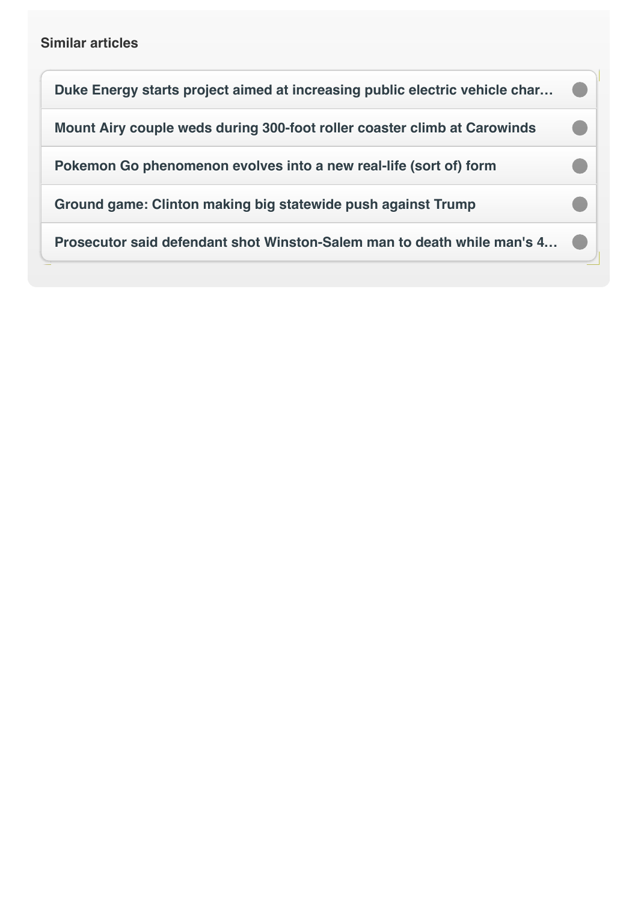**Similar articles**

- Duke Energy starts project aimed at increasing public electric vehicle char…
- Mount Airy couple weds during 300-foot roller coaster climb at Carowinds
- Pokemon Go phenomenon evolves into a new real-life (sort of) form
- Ground game: Clinton making big statewide push against Trump
- Prosecutor said defendant shot Winston-Salem man to death while man's 4…